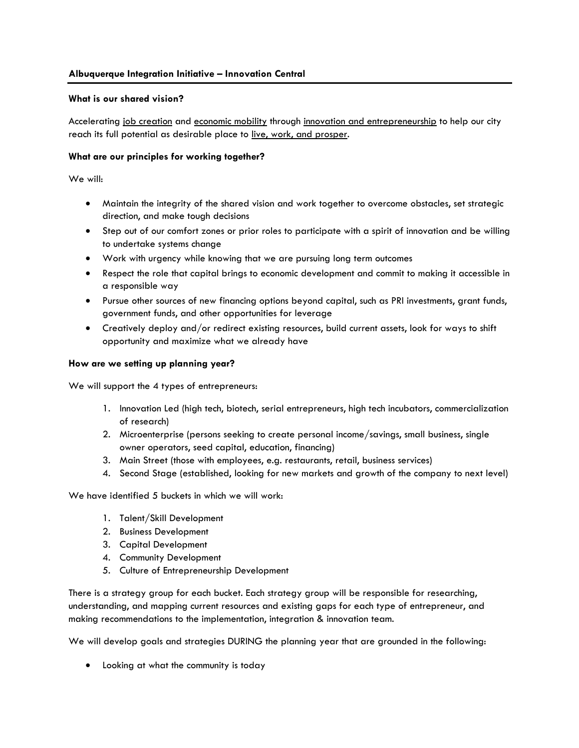## Albuquerque Integration Initiative – Innovation Central

**What is our shared vision?**

Accelerating job creation and economic mobility through innovation and entrepreneurship to help our city reach its full potential as desirable place to live, work, and prosper.

**What are our principles for working together?**

We will:

- Maintain the integrity of the shared vision and work together to overcome obstacles, set strategic direction, and make tough decisions
- Step out of our comfort zones or prior roles to participate with a spirit of innovation and be willing to undertake systems change
- Work with urgency while knowing that we are pursuing long term outcomes
- Respect the role that capital brings to economic development and commit to making it accessible in a responsible way
- Pursue other sources of new financing options beyond capital, such as PRI investments, grant funds, government funds, and other opportunities for leverage
- Creatively deploy and/or redirect existing resources, build current assets, look for ways to shift opportunity and maximize what we already have

**How are we setting up planning year?**

We will support the 4 types of entrepreneurs:

1. Innovation Led (high tech, biotech, serial entrepreneurs, high tech incubators, commercialization of research)
2. Microenterprise (persons seeking to create personal income/savings, small business, single owner operators, seed capital, education, financing)
3. Main Street (those with employees, e.g. restaurants, retail, business services)
4. Second Stage (established, looking for new markets and growth of the company to next level)

We have identified 5 buckets in which we will work:

1. Talent/Skill Development
2. Business Development
3. Capital Development
4. Community Development
5. Culture of Entrepreneurship Development

There is a strategy group for each bucket. Each strategy group will be responsible for researching, understanding, and mapping current resources and existing gaps for each type of entrepreneur, and making recommendations to the implementation, integration & innovation team.

We will develop goals and strategies DURING the planning year that are grounded in the following:

- Looking at what the community is today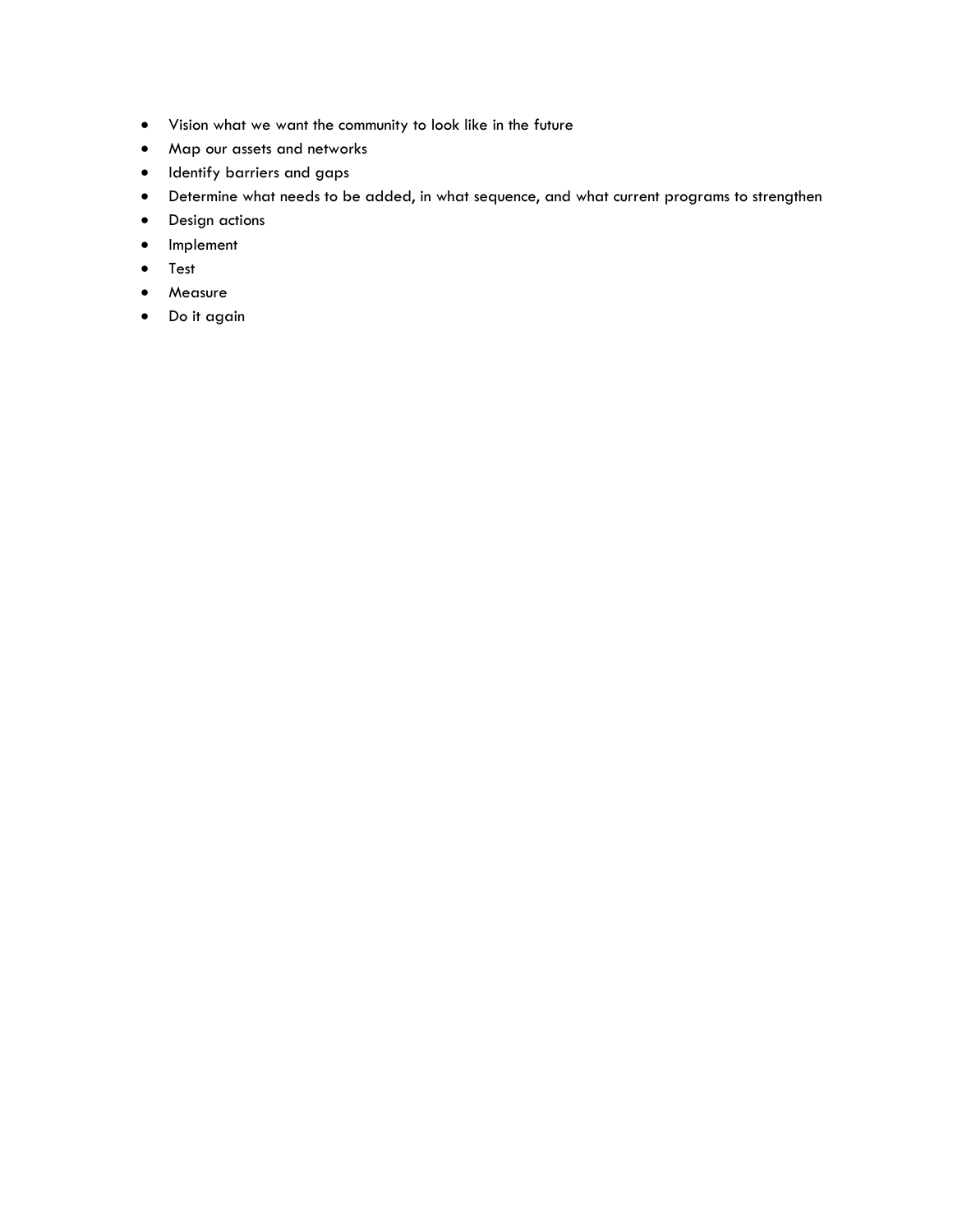- Vision what we want the community to look like in the future
- Map our assets and networks
- Identify barriers and gaps
- Determine what needs to be added, in what sequence, and what current programs to strengthen
- Design actions
- Implement
- Test
- Measure
- Do it again